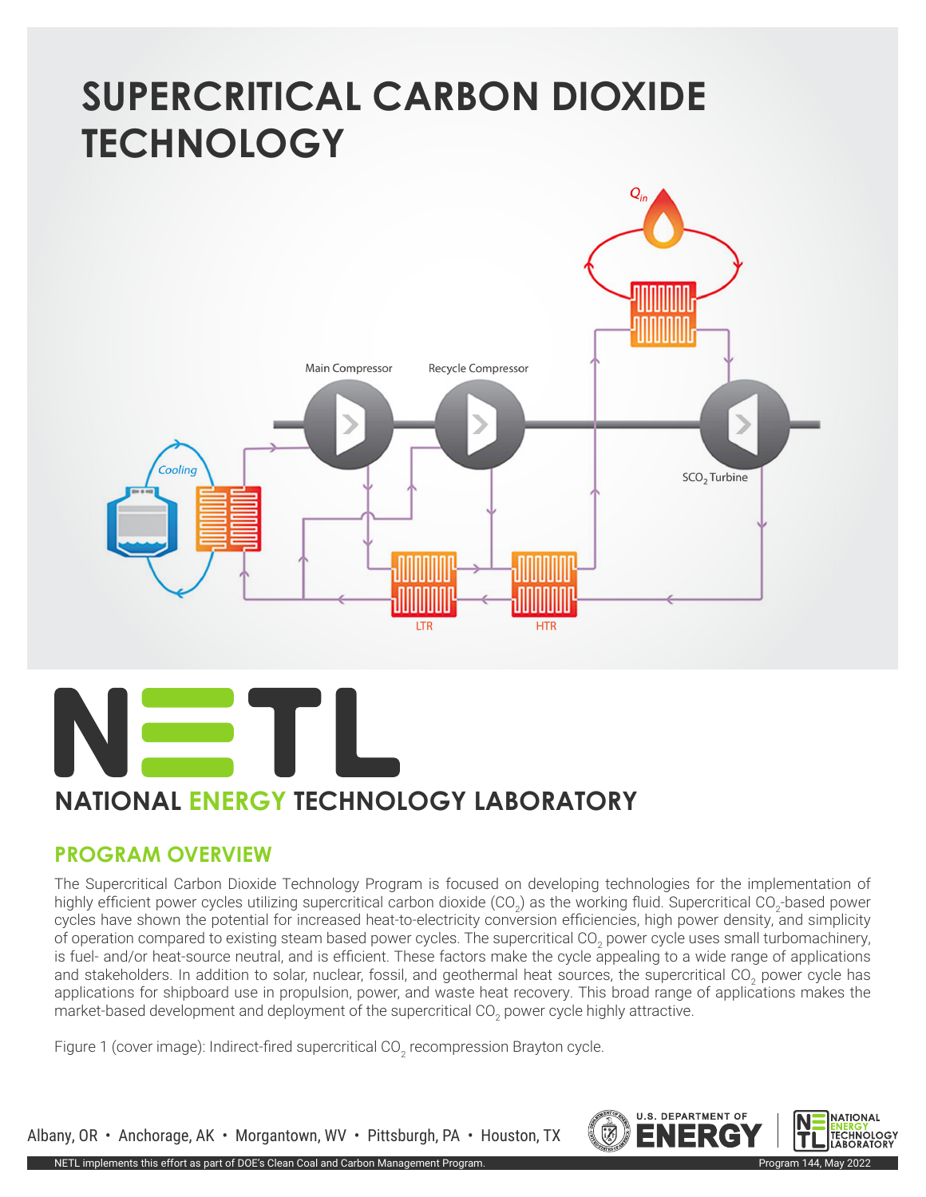# SUPERCRITICAL CARBON DIOXIDE TECHNOLOGY

NATIONAL ENERGY TECHNOLOGY LABORATORY

## PROGRAM OVERVIEW

The Supercritical Carbon Dioxide Technology Program is focused on developing technologies for the implementation of highly efficient power cycles utilizing supercritical carbon dioxide ($CO_2$) as the working fluid. Supercritical $CO_2$-based power cycles have shown the potential for increased heat-to-electricity conversion efficiencies, high power density, and simplicity of operation compared to existing steam based power cycles. The supercritical $CO_2$ power cycle uses small turbomachinery, is fuel- and/or heat-source neutral, and is efficient. These factors make the cycle appealing to a wide range of applications and stakeholders. In addition to solar, nuclear, fossil, and geothermal heat sources, the supercritical $CO_2$ power cycle has applications for shipboard use in propulsion, power, and waste heat recovery. This broad range of applications makes the market-based development and deployment of the supercritical $CO_2$ power cycle highly attractive.

Figure 1 (cover image): Indirect-fired supercritical $CO_2$ recompression Brayton cycle.

Albany, OR • Anchorage, AK • Morgantown, WV • Pittsburgh, PA • Houston, TX

NETL implements this effort as part of DOE's Clean Coal and Carbon Management Program.

Program 144, May 2022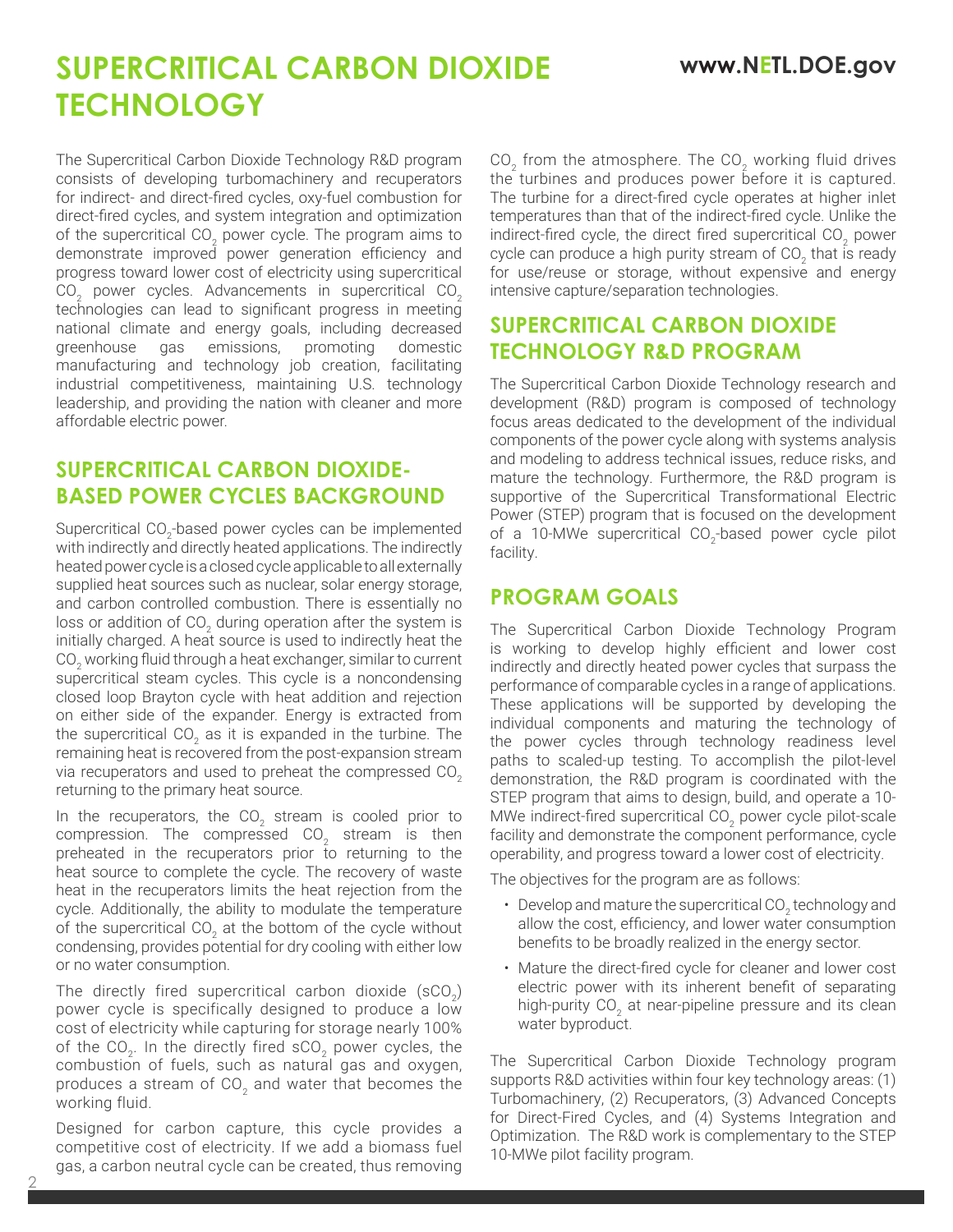# SUPERCRITICAL CARBON DIOXIDE TECHNOLOGY

The Supercritical Carbon Dioxide Technology R&D program consists of developing turbomachinery and recuperators for indirect- and direct-fired cycles, oxy-fuel combustion for direct-fired cycles, and system integration and optimization of the supercritical $CO_2$ power cycle. The program aims to demonstrate improved power generation efficiency and progress toward lower cost of electricity using supercritical $CO_2$ power cycles. Advancements in supercritical $CO_2$ technologies can lead to significant progress in meeting national climate and energy goals, including decreased greenhouse gas emissions, promoting domestic manufacturing and technology job creation, facilitating industrial competitiveness, maintaining U.S. technology leadership, and providing the nation with cleaner and more affordable electric power.

## SUPERCRITICAL CARBON DIOXIDE-BASED POWER CYCLES BACKGROUND

Supercritical $CO_2$-based power cycles can be implemented with indirectly and directly heated applications. The indirectly heated power cycle is a closed cycle applicable to all externally supplied heat sources such as nuclear, solar energy storage, and carbon controlled combustion. There is essentially no loss or addition of $CO_2$ during operation after the system is initially charged. A heat source is used to indirectly heat the $CO_2$ working fluid through a heat exchanger, similar to current supercritical steam cycles. This cycle is a noncondensing closed loop Brayton cycle with heat addition and rejection on either side of the expander. Energy is extracted from the supercritical $CO_2$ as it is expanded in the turbine. The remaining heat is recovered from the post-expansion stream via recuperators and used to preheat the compressed $CO_2$ returning to the primary heat source.

In the recuperators, the $CO_2$ stream is cooled prior to compression. The compressed $CO_2$ stream is then preheated in the recuperators prior to returning to the heat source to complete the cycle. The recovery of waste heat in the recuperators limits the heat rejection from the cycle. Additionally, the ability to modulate the temperature of the supercritical $CO_2$ at the bottom of the cycle without condensing, provides potential for dry cooling with either low or no water consumption.

The directly fired supercritical carbon dioxide ($sCO_2$) power cycle is specifically designed to produce a low cost of electricity while capturing for storage nearly 100% of the $CO_2$. In the directly fired $sCO_2$ power cycles, the combustion of fuels, such as natural gas and oxygen, produces a stream of $CO_2$ and water that becomes the working fluid.

Designed for carbon capture, this cycle provides a competitive cost of electricity. If we add a biomass fuel gas, a carbon neutral cycle can be created, thus removing $CO_2$ from the atmosphere. The $CO_2$ working fluid drives the turbines and produces power before it is captured. The turbine for a direct-fired cycle operates at higher inlet temperatures than that of the indirect-fired cycle. Unlike the indirect-fired cycle, the direct fired supercritical $CO_2$ power cycle can produce a high purity stream of $CO_2$ that is ready for use/reuse or storage, without expensive and energy intensive capture/separation technologies.

## SUPERCRITICAL CARBON DIOXIDE TECHNOLOGY R&D PROGRAM

The Supercritical Carbon Dioxide Technology research and development (R&D) program is composed of technology focus areas dedicated to the development of the individual components of the power cycle along with systems analysis and modeling to address technical issues, reduce risks, and mature the technology. Furthermore, the R&D program is supportive of the Supercritical Transformational Electric Power (STEP) program that is focused on the development of a 10-MWe supercritical $CO_2$-based power cycle pilot facility.

## PROGRAM GOALS

The Supercritical Carbon Dioxide Technology Program is working to develop highly efficient and lower cost indirectly and directly heated power cycles that surpass the performance of comparable cycles in a range of applications. These applications will be supported by developing the individual components and maturing the technology of the power cycles through technology readiness level paths to scaled-up testing. To accomplish the pilot-level demonstration, the R&D program is coordinated with the STEP program that aims to design, build, and operate a 10-MWe indirect-fired supercritical $CO_2$ power cycle pilot-scale facility and demonstrate the component performance, cycle operability, and progress toward a lower cost of electricity.

The objectives for the program are as follows:

- Develop and mature the supercritical $CO_2$ technology and allow the cost, efficiency, and lower water consumption benefits to be broadly realized in the energy sector.
- Mature the direct-fired cycle for cleaner and lower cost electric power with its inherent benefit of separating high-purity $CO_2$ at near-pipeline pressure and its clean water byproduct.

The Supercritical Carbon Dioxide Technology program supports R&D activities within four key technology areas: (1) Turbomachinery, (2) Recuperators, (3) Advanced Concepts for Direct-Fired Cycles, and (4) Systems Integration and Optimization. The R&D work is complementary to the STEP 10-MWe pilot facility program.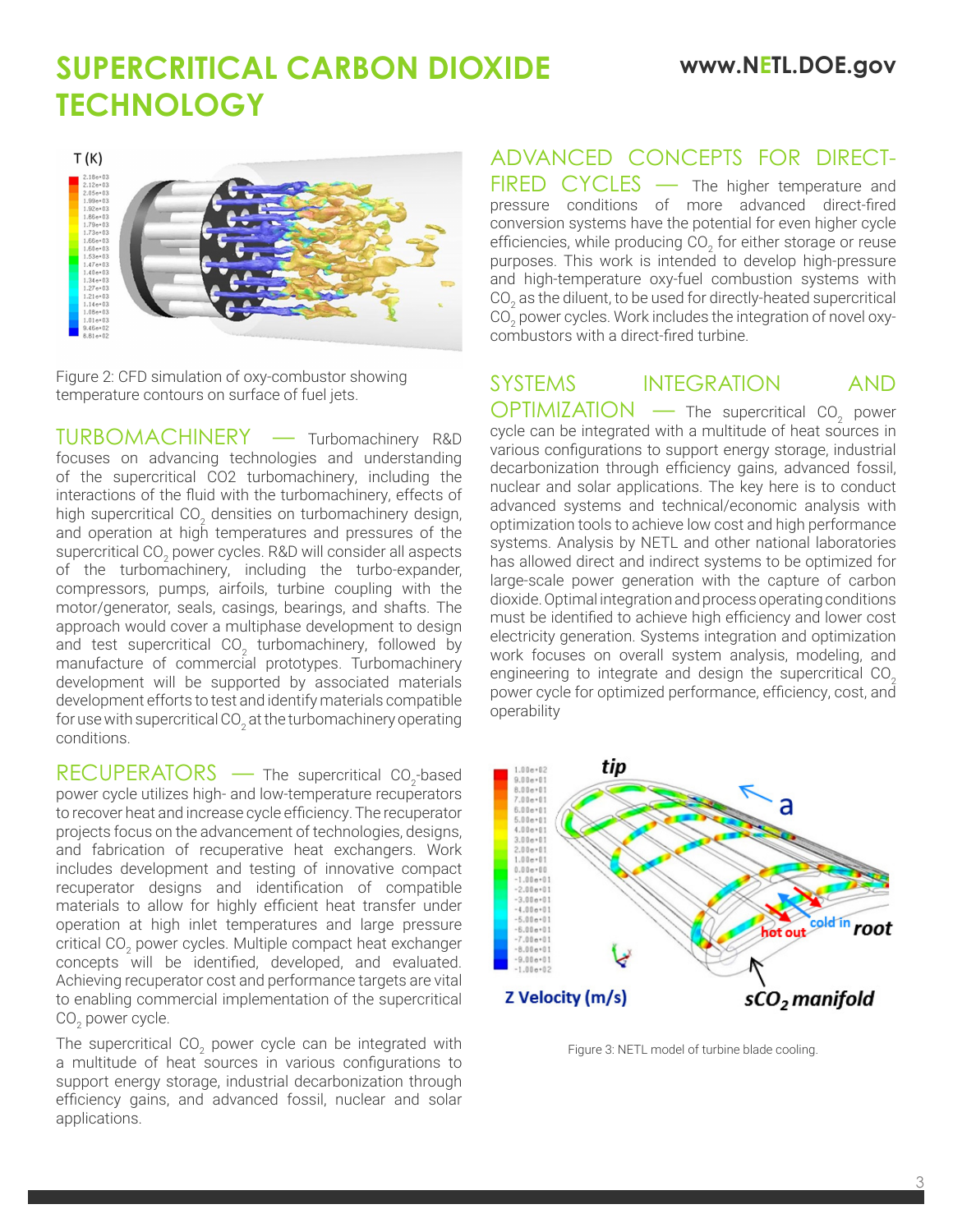# SUPERCRITICAL CARBON DIOXIDE TECHNOLOGY

Figure 2: CFD simulation of oxy-combustor showing temperature contours on surface of fuel jets.

**TURBOMACHINERY** — Turbomachinery R&D focuses on advancing technologies and understanding of the supercritical CO2 turbomachinery, including the interactions of the fluid with the turbomachinery, effects of high supercritical $CO_2$ densities on turbomachinery design, and operation at high temperatures and pressures of the supercritical $CO_2$ power cycles. R&D will consider all aspects of the turbomachinery, including the turbo-expander, compressors, pumps, airfoils, turbine coupling with the motor/generator, seals, casings, bearings, and shafts. The approach would cover a multiphase development to design and test supercritical $CO_2$ turbomachinery, followed by manufacture of commercial prototypes. Turbomachinery development will be supported by associated materials development efforts to test and identify materials compatible for use with supercritical $CO_2$ at the turbomachinery operating conditions.

**RECUPERATORS** — The supercritical $CO_2$-based power cycle utilizes high- and low-temperature recuperators to recover heat and increase cycle efficiency. The recuperator projects focus on the advancement of technologies, designs, and fabrication of recuperative heat exchangers. Work includes development and testing of innovative compact recuperator designs and identification of compatible materials to allow for highly efficient heat transfer under operation at high inlet temperatures and large pressure critical $CO_2$ power cycles. Multiple compact heat exchanger concepts will be identified, developed, and evaluated. Achieving recuperator cost and performance targets are vital to enabling commercial implementation of the supercritical $CO_2$ power cycle.

The supercritical $CO_2$ power cycle can be integrated with a multitude of heat sources in various configurations to support energy storage, industrial decarbonization through efficiency gains, and advanced fossil, nuclear and solar applications.

**ADVANCED CONCEPTS FOR DIRECT-FIRED CYCLES** — The higher temperature and pressure conditions of more advanced direct-fired conversion systems have the potential for even higher cycle efficiencies, while producing $CO_2$ for either storage or reuse purposes. This work is intended to develop high-pressure and high-temperature oxy-fuel combustion systems with $CO_2$ as the diluent, to be used for directly-heated supercritical $CO_2$ power cycles. Work includes the integration of novel oxy-combustors with a direct-fired turbine.

**SYSTEMS INTEGRATION AND OPTIMIZATION** — The supercritical $CO_2$ power cycle can be integrated with a multitude of heat sources in various configurations to support energy storage, industrial decarbonization through efficiency gains, advanced fossil, nuclear and solar applications. The key here is to conduct advanced systems and technical/economic analysis with optimization tools to achieve low cost and high performance systems. Analysis by NETL and other national laboratories has allowed direct and indirect systems to be optimized for large-scale power generation with the capture of carbon dioxide. Optimal integration and process operating conditions must be identified to achieve high efficiency and lower cost electricity generation. Systems integration and optimization work focuses on overall system analysis, modeling, and engineering to integrate and design the supercritical $CO_2$ power cycle for optimized performance, efficiency, cost, and operability

Figure 3: NETL model of turbine blade cooling.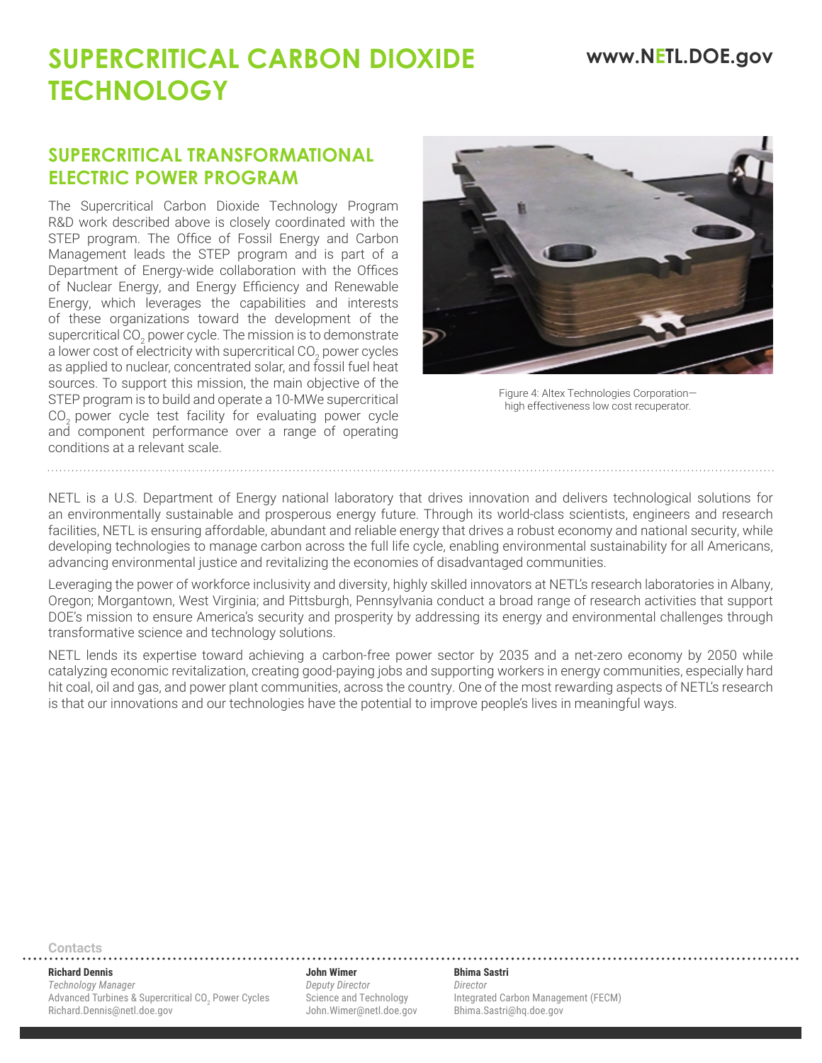# SUPERCRITICAL CARBON DIOXIDE TECHNOLOGY

## SUPERCRITICAL TRANSFORMATIONAL ELECTRIC POWER PROGRAM

The Supercritical Carbon Dioxide Technology Program R&D work described above is closely coordinated with the STEP program. The Office of Fossil Energy and Carbon Management leads the STEP program and is part of a Department of Energy-wide collaboration with the Offices of Nuclear Energy, and Energy Efficiency and Renewable Energy, which leverages the capabilities and interests of these organizations toward the development of the supercritical $CO_2$ power cycle. The mission is to demonstrate a lower cost of electricity with supercritical $CO_2$ power cycles as applied to nuclear, concentrated solar, and fossil fuel heat sources. To support this mission, the main objective of the STEP program is to build and operate a 10-MWe supercritical $CO_2$ power cycle test facility for evaluating power cycle and component performance over a range of operating conditions at a relevant scale.

Figure 4: Altex Technologies Corporation—high effectiveness low cost recuperator.

NETL is a U.S. Department of Energy national laboratory that drives innovation and delivers technological solutions for an environmentally sustainable and prosperous energy future. Through its world-class scientists, engineers and research facilities, NETL is ensuring affordable, abundant and reliable energy that drives a robust economy and national security, while developing technologies to manage carbon across the full life cycle, enabling environmental sustainability for all Americans, advancing environmental justice and revitalizing the economies of disadvantaged communities.

Leveraging the power of workforce inclusivity and diversity, highly skilled innovators at NETL's research laboratories in Albany, Oregon; Morgantown, West Virginia; and Pittsburgh, Pennsylvania conduct a broad range of research activities that support DOE's mission to ensure America's security and prosperity by addressing its energy and environmental challenges through transformative science and technology solutions.

NETL lends its expertise toward achieving a carbon-free power sector by 2035 and a net-zero economy by 2050 while catalyzing economic revitalization, creating good-paying jobs and supporting workers in energy communities, especially hard hit coal, oil and gas, and power plant communities, across the country. One of the most rewarding aspects of NETL's research is that our innovations and our technologies have the potential to improve people's lives in meaningful ways.

**Contacts**

**Richard Dennis**
*Technology Manager*
Advanced Turbines & Supercritical $CO_2$ Power Cycles
Richard.Dennis@netl.doe.gov

**John Wimer**
*Deputy Director*
Science and Technology
John.Wimer@netl.doe.gov

**Bhima Sastri**
*Director*
Integrated Carbon Management (FECM)
Bhima.Sastri@hq.doe.gov